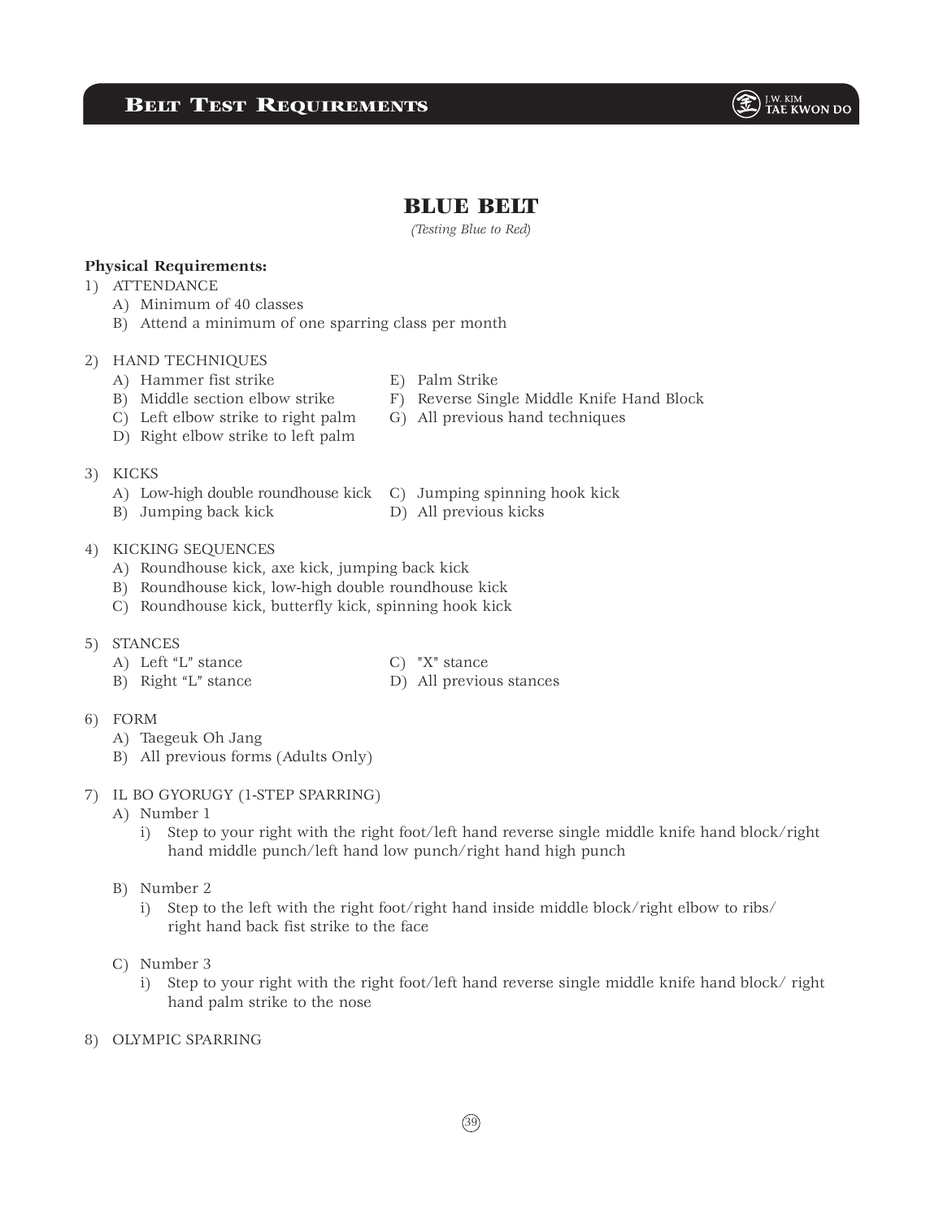# BLUE BELT

*(Testing Blue to Red)*

**Physical Requirements:**

1) ATTENDANCE
   - A) Minimum of 40 classes
   - B) Attend a minimum of one sparring class per month

2) HAND TECHNIQUES
   - A) Hammer fist strike
   - B) Middle section elbow strike
   - C) Left elbow strike to right palm
   - D) Right elbow strike to left palm
   - E) Palm Strike
   - F) Reverse Single Middle Knife Hand Block
   - G) All previous hand techniques

3) KICKS
   - A) Low-high double roundhouse kick
   - B) Jumping back kick
   - C) Jumping spinning hook kick
   - D) All previous kicks

4) KICKING SEQUENCES
   - A) Roundhouse kick, axe kick, jumping back kick
   - B) Roundhouse kick, low-high double roundhouse kick
   - C) Roundhouse kick, butterfly kick, spinning hook kick

5) STANCES
   - A) Left "L" stance
   - B) Right "L" stance
   - C) "X" stance
   - D) All previous stances

6) FORM
   - A) Taegeuk Oh Jang
   - B) All previous forms (Adults Only)

7) IL BO GYORUGY (1-STEP SPARRING)
   - A) Number 1
     - i) Step to your right with the right foot/left hand reverse single middle knife hand block/right hand middle punch/left hand low punch/right hand high punch
   - B) Number 2
     - i) Step to the left with the right foot/right hand inside middle block/right elbow to ribs/ right hand back fist strike to the face
   - C) Number 3
     - i) Step to your right with the right foot/left hand reverse single middle knife hand block/ right hand palm strike to the nose

8) OLYMPIC SPARRING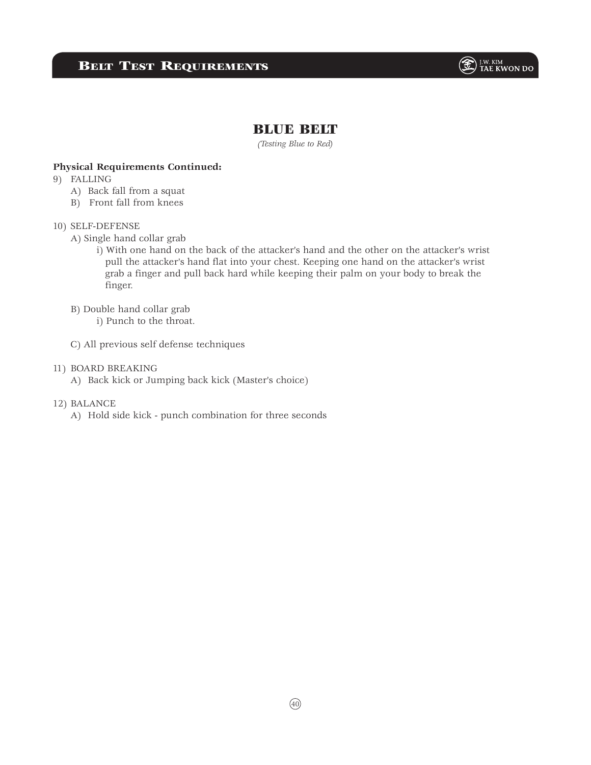## BLUE BELT

*(Testing Blue to Red)*

**Physical Requirements Continued:**

9) FALLING
   - A) Back fall from a squat
   - B) Front fall from knees

10) SELF-DEFENSE
   - A) Single hand collar grab
     - i) With one hand on the back of the attacker's hand and the other on the attacker's wrist pull the attacker's hand flat into your chest. Keeping one hand on the attacker's wrist grab a finger and pull back hard while keeping their palm on your body to break the finger.
   - B) Double hand collar grab
     - i) Punch to the throat.
   - C) All previous self defense techniques

11) BOARD BREAKING
   - A) Back kick or Jumping back kick (Master's choice)

12) BALANCE
   - A) Hold side kick - punch combination for three seconds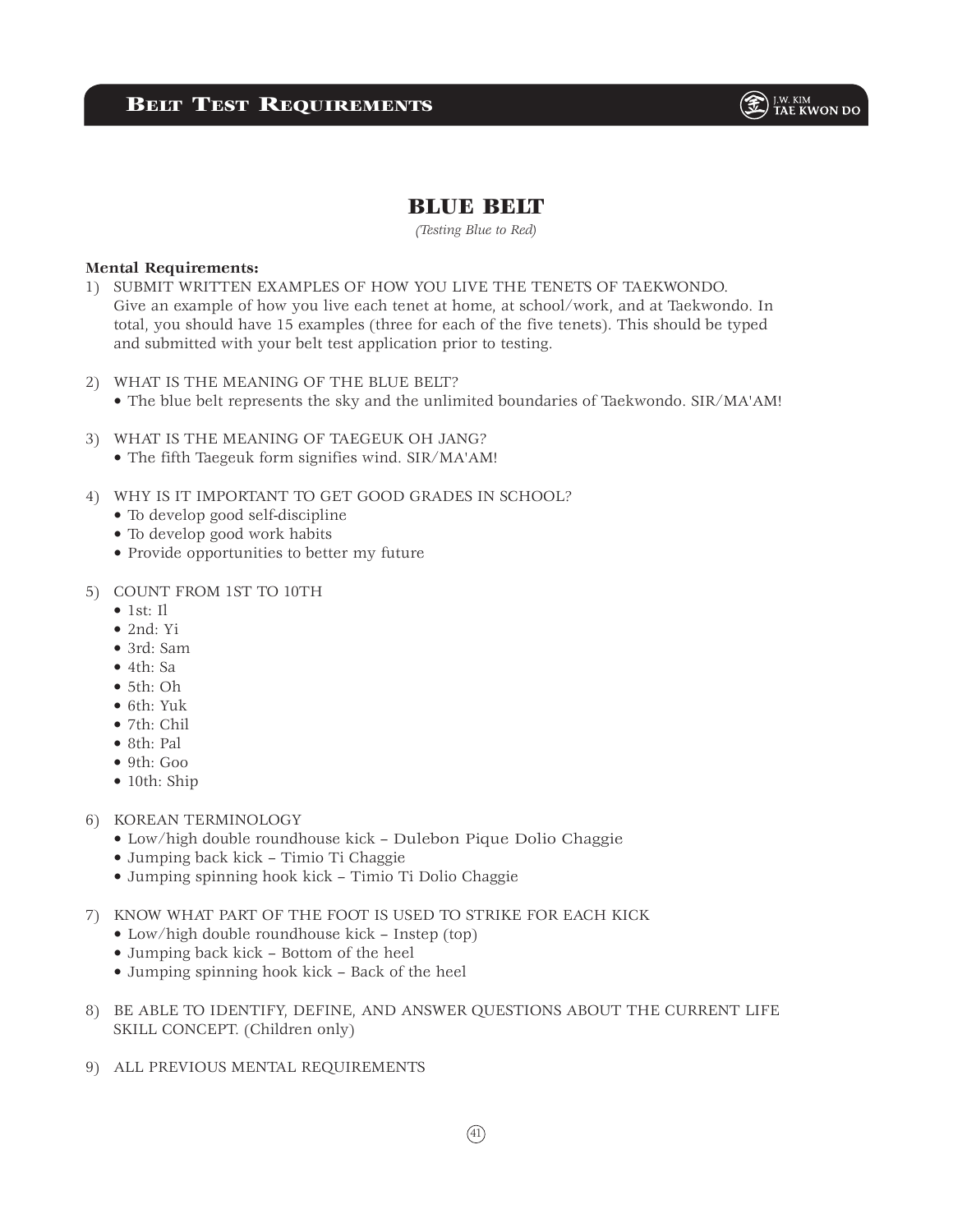# BLUE BELT

*(Testing Blue to Red)*

**Mental Requirements:**

1) SUBMIT WRITTEN EXAMPLES OF HOW YOU LIVE THE TENETS OF TAEKWONDO.
   Give an example of how you live each tenet at home, at school/work, and at Taekwondo. In total, you should have 15 examples (three for each of the five tenets). This should be typed and submitted with your belt test application prior to testing.

2) WHAT IS THE MEANING OF THE BLUE BELT?
   - The blue belt represents the sky and the unlimited boundaries of Taekwondo. SIR/MA'AM!

3) WHAT IS THE MEANING OF TAEGEUK OH JANG?
   - The fifth Taegeuk form signifies wind. SIR/MA'AM!

4) WHY IS IT IMPORTANT TO GET GOOD GRADES IN SCHOOL?
   - To develop good self-discipline
   - To develop good work habits
   - Provide opportunities to better my future

5) COUNT FROM 1ST TO 10TH
   - 1st: Il
   - 2nd: Yi
   - 3rd: Sam
   - 4th: Sa
   - 5th: Oh
   - 6th: Yuk
   - 7th: Chil
   - 8th: Pal
   - 9th: Goo
   - 10th: Ship

6) KOREAN TERMINOLOGY
   - Low/high double roundhouse kick – Dulebon Pique Dolio Chaggie
   - Jumping back kick – Timio Ti Chaggie
   - Jumping spinning hook kick – Timio Ti Dolio Chaggie

7) KNOW WHAT PART OF THE FOOT IS USED TO STRIKE FOR EACH KICK
   - Low/high double roundhouse kick – Instep (top)
   - Jumping back kick – Bottom of the heel
   - Jumping spinning hook kick – Back of the heel

8) BE ABLE TO IDENTIFY, DEFINE, AND ANSWER QUESTIONS ABOUT THE CURRENT LIFE SKILL CONCEPT. (Children only)

9) ALL PREVIOUS MENTAL REQUIREMENTS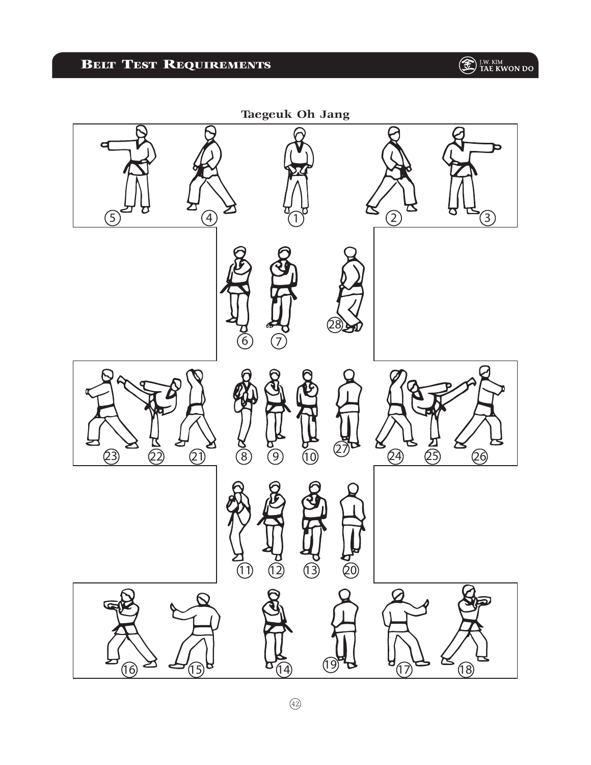## Taegeuk Oh Jang

5 4 1 2 3

6 7 28

23 22 21 8 9 10 27 24 25 26

11 12 13 20

16 15 14 19 17 18